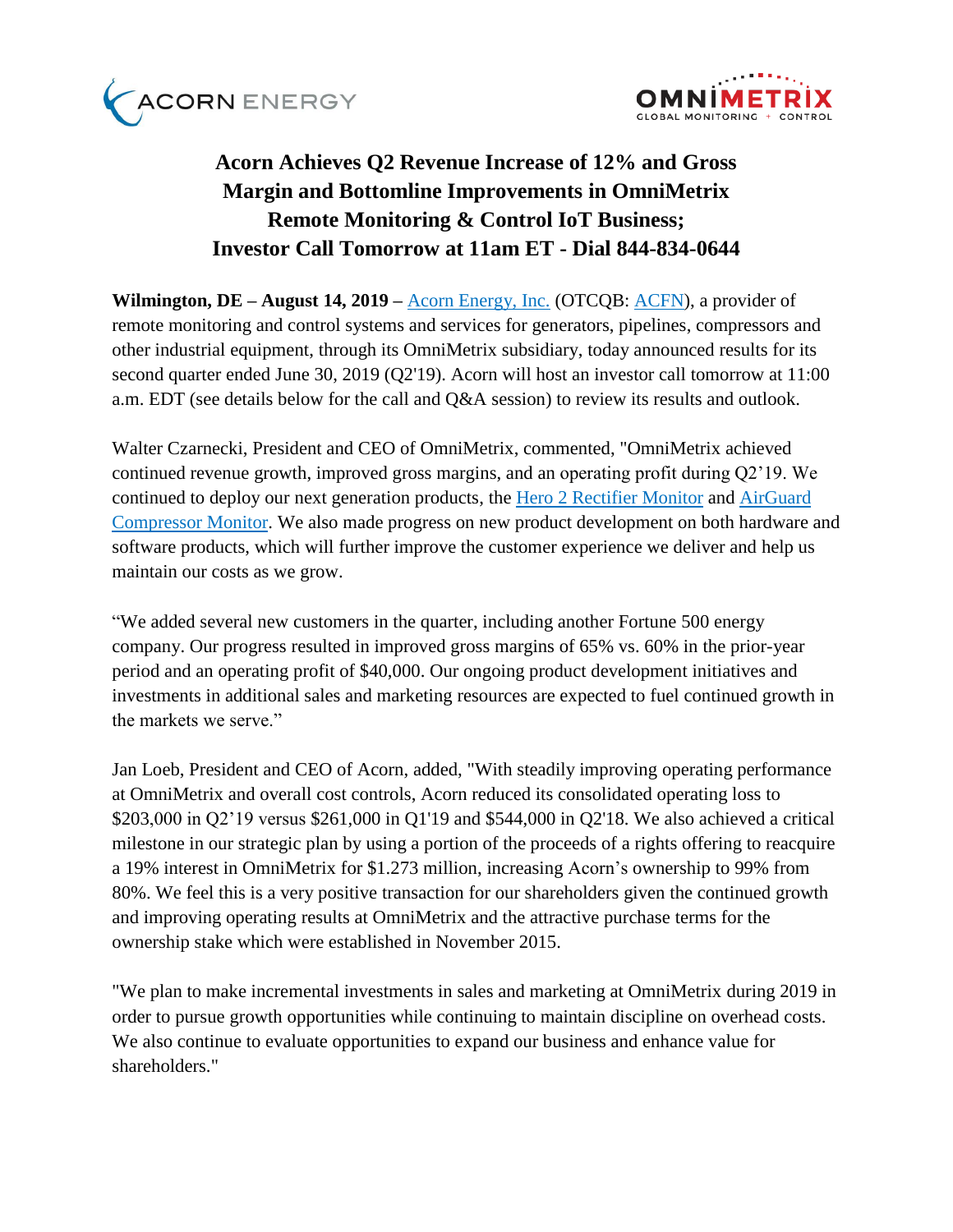# Acorn Achieves Q2 Revenue Increase of 12% and Gross Margin and Bottomline Improvements in OmniMetrix Remote Monitoring & Control IoT Business; Investor Call Tomorrow at 11am ET - Dial 844-834-0644

**Wilmington, DE – August 14, 2019 –** Acorn Energy, Inc. (OTCQB: ACFN), a provider of remote monitoring and control systems and services for generators, pipelines, compressors and other industrial equipment, through its OmniMetrix subsidiary, today announced results for its second quarter ended June 30, 2019 (Q2'19). Acorn will host an investor call tomorrow at 11:00 a.m. EDT (see details below for the call and Q&A session) to review its results and outlook.

Walter Czarnecki, President and CEO of OmniMetrix, commented, "OmniMetrix achieved continued revenue growth, improved gross margins, and an operating profit during Q2'19. We continued to deploy our next generation products, the Hero 2 Rectifier Monitor and AirGuard Compressor Monitor. We also made progress on new product development on both hardware and software products, which will further improve the customer experience we deliver and help us maintain our costs as we grow.

"We added several new customers in the quarter, including another Fortune 500 energy company. Our progress resulted in improved gross margins of 65% vs. 60% in the prior-year period and an operating profit of $40,000. Our ongoing product development initiatives and investments in additional sales and marketing resources are expected to fuel continued growth in the markets we serve."

Jan Loeb, President and CEO of Acorn, added, "With steadily improving operating performance at OmniMetrix and overall cost controls, Acorn reduced its consolidated operating loss to $203,000 in Q2'19 versus $261,000 in Q1'19 and $544,000 in Q2'18. We also achieved a critical milestone in our strategic plan by using a portion of the proceeds of a rights offering to reacquire a 19% interest in OmniMetrix for $1.273 million, increasing Acorn's ownership to 99% from 80%. We feel this is a very positive transaction for our shareholders given the continued growth and improving operating results at OmniMetrix and the attractive purchase terms for the ownership stake which were established in November 2015.

"We plan to make incremental investments in sales and marketing at OmniMetrix during 2019 in order to pursue growth opportunities while continuing to maintain discipline on overhead costs. We also continue to evaluate opportunities to expand our business and enhance value for shareholders."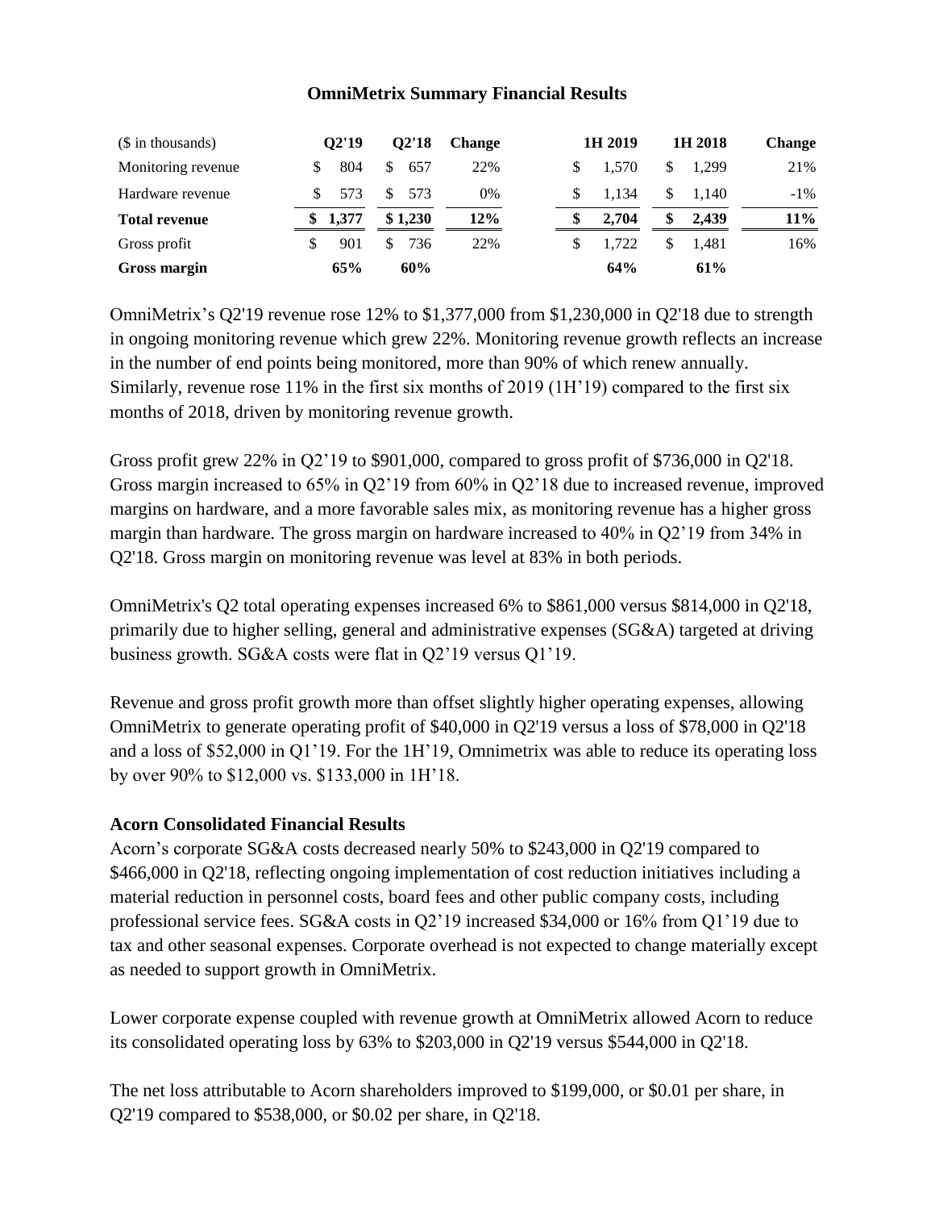**OmniMetrix Summary Financial Results**

| ($ in thousands) | Q2'19 | Q2'18 | Change | 1H 2019 | 1H 2018 | Change |
|---|---|---|---|---|---|---|
| Monitoring revenue | $ 804 | $ 657 | 22% | $ 1,570 | $ 1,299 | 21% |
| Hardware revenue | $ 573 | $ 573 | 0% | $ 1,134 | $ 1,140 | -1% |
| **Total revenue** | **$ 1,377** | **$ 1,230** | **12%** | **$ 2,704** | **$ 2,439** | **11%** |
| Gross profit | $ 901 | $ 736 | 22% | $ 1,722 | $ 1,481 | 16% |
| **Gross margin** | **65%** | **60%** | | **64%** | **61%** | |

OmniMetrix's Q2'19 revenue rose 12% to $1,377,000 from $1,230,000 in Q2'18 due to strength in ongoing monitoring revenue which grew 22%. Monitoring revenue growth reflects an increase in the number of end points being monitored, more than 90% of which renew annually. Similarly, revenue rose 11% in the first six months of 2019 (1H'19) compared to the first six months of 2018, driven by monitoring revenue growth.

Gross profit grew 22% in Q2'19 to $901,000, compared to gross profit of $736,000 in Q2'18. Gross margin increased to 65% in Q2'19 from 60% in Q2'18 due to increased revenue, improved margins on hardware, and a more favorable sales mix, as monitoring revenue has a higher gross margin than hardware. The gross margin on hardware increased to 40% in Q2'19 from 34% in Q2'18. Gross margin on monitoring revenue was level at 83% in both periods.

OmniMetrix's Q2 total operating expenses increased 6% to $861,000 versus $814,000 in Q2'18, primarily due to higher selling, general and administrative expenses (SG&A) targeted at driving business growth. SG&A costs were flat in Q2'19 versus Q1'19.

Revenue and gross profit growth more than offset slightly higher operating expenses, allowing OmniMetrix to generate operating profit of $40,000 in Q2'19 versus a loss of $78,000 in Q2'18 and a loss of $52,000 in Q1'19. For the 1H'19, Omnimetrix was able to reduce its operating loss by over 90% to $12,000 vs. $133,000 in 1H'18.

**Acorn Consolidated Financial Results**

Acorn's corporate SG&A costs decreased nearly 50% to $243,000 in Q2'19 compared to $466,000 in Q2'18, reflecting ongoing implementation of cost reduction initiatives including a material reduction in personnel costs, board fees and other public company costs, including professional service fees. SG&A costs in Q2'19 increased $34,000 or 16% from Q1'19 due to tax and other seasonal expenses. Corporate overhead is not expected to change materially except as needed to support growth in OmniMetrix.

Lower corporate expense coupled with revenue growth at OmniMetrix allowed Acorn to reduce its consolidated operating loss by 63% to $203,000 in Q2'19 versus $544,000 in Q2'18.

The net loss attributable to Acorn shareholders improved to $199,000, or $0.01 per share, in Q2'19 compared to $538,000, or $0.02 per share, in Q2'18.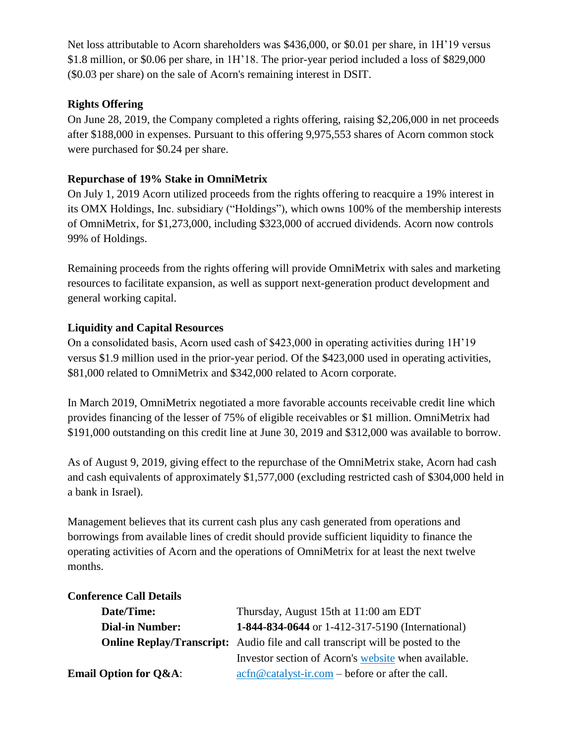Net loss attributable to Acorn shareholders was $436,000, or $0.01 per share, in 1H'19 versus $1.8 million, or $0.06 per share, in 1H'18. The prior-year period included a loss of $829,000 ($0.03 per share) on the sale of Acorn's remaining interest in DSIT.

**Rights Offering**

On June 28, 2019, the Company completed a rights offering, raising $2,206,000 in net proceeds after $188,000 in expenses. Pursuant to this offering 9,975,553 shares of Acorn common stock were purchased for $0.24 per share.

**Repurchase of 19% Stake in OmniMetrix**

On July 1, 2019 Acorn utilized proceeds from the rights offering to reacquire a 19% interest in its OMX Holdings, Inc. subsidiary ("Holdings"), which owns 100% of the membership interests of OmniMetrix, for $1,273,000, including $323,000 of accrued dividends. Acorn now controls 99% of Holdings.

Remaining proceeds from the rights offering will provide OmniMetrix with sales and marketing resources to facilitate expansion, as well as support next-generation product development and general working capital.

**Liquidity and Capital Resources**

On a consolidated basis, Acorn used cash of $423,000 in operating activities during 1H'19 versus $1.9 million used in the prior-year period. Of the $423,000 used in operating activities, $81,000 related to OmniMetrix and $342,000 related to Acorn corporate.

In March 2019, OmniMetrix negotiated a more favorable accounts receivable credit line which provides financing of the lesser of 75% of eligible receivables or $1 million. OmniMetrix had $191,000 outstanding on this credit line at June 30, 2019 and $312,000 was available to borrow.

As of August 9, 2019, giving effect to the repurchase of the OmniMetrix stake, Acorn had cash and cash equivalents of approximately $1,577,000 (excluding restricted cash of $304,000 held in a bank in Israel).

Management believes that its current cash plus any cash generated from operations and borrowings from available lines of credit should provide sufficient liquidity to finance the operating activities of Acorn and the operations of OmniMetrix for at least the next twelve months.

**Conference Call Details**

| | |
|---|---|
| **Date/Time:** | Thursday, August 15th at 11:00 am EDT |
| **Dial-in Number:** | **1-844-834-0644** or 1-412-317-5190 (International) |
| **Online Replay/Transcript:** | Audio file and call transcript will be posted to the Investor section of Acorn's website when available. |
| **Email Option for Q&A**: | acfn@catalyst-ir.com – before or after the call. |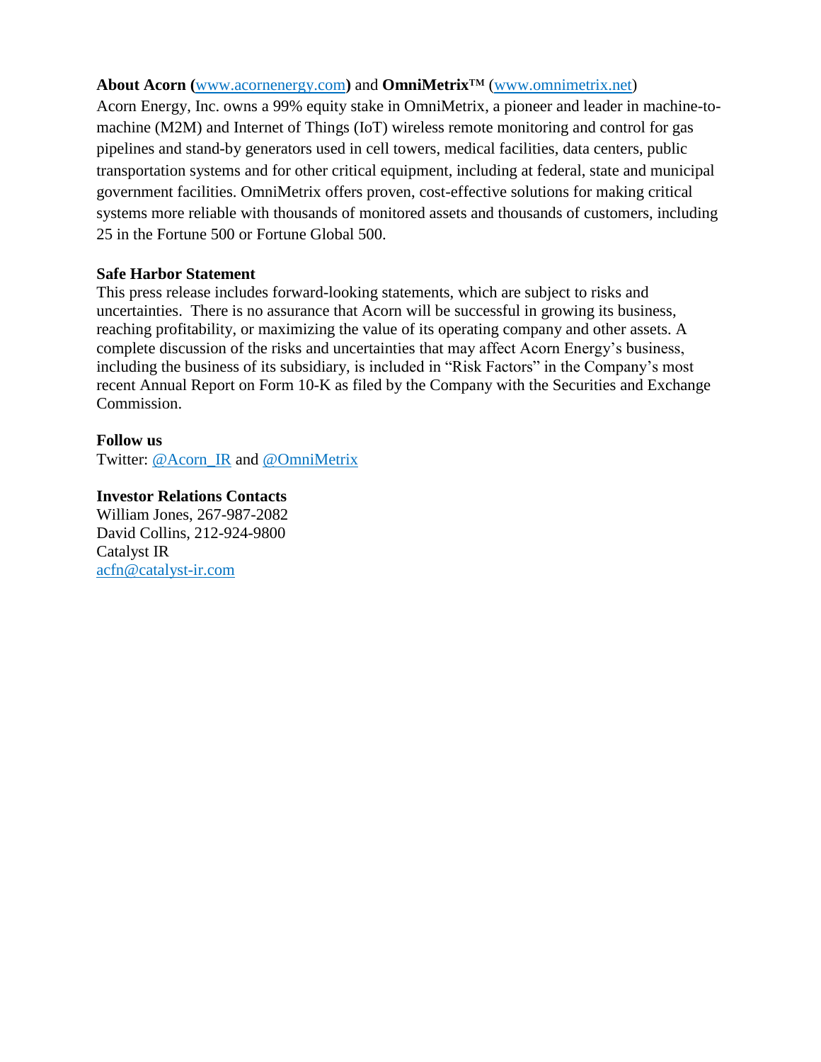**About Acorn (**[www.acornenergy.com](http://www.acornenergy.com)**)** and **OmniMetrix**™ ([www.omnimetrix.net](http://www.omnimetrix.net))

Acorn Energy, Inc. owns a 99% equity stake in OmniMetrix, a pioneer and leader in machine-to-machine (M2M) and Internet of Things (IoT) wireless remote monitoring and control for gas pipelines and stand-by generators used in cell towers, medical facilities, data centers, public transportation systems and for other critical equipment, including at federal, state and municipal government facilities. OmniMetrix offers proven, cost-effective solutions for making critical systems more reliable with thousands of monitored assets and thousands of customers, including 25 in the Fortune 500 or Fortune Global 500.

**Safe Harbor Statement**

This press release includes forward-looking statements, which are subject to risks and uncertainties. There is no assurance that Acorn will be successful in growing its business, reaching profitability, or maximizing the value of its operating company and other assets. A complete discussion of the risks and uncertainties that may affect Acorn Energy's business, including the business of its subsidiary, is included in "Risk Factors" in the Company's most recent Annual Report on Form 10-K as filed by the Company with the Securities and Exchange Commission.

**Follow us**

Twitter: @Acorn_IR and @OmniMetrix

**Investor Relations Contacts**

William Jones, 267-987-2082
David Collins, 212-924-9800
Catalyst IR
acfn@catalyst-ir.com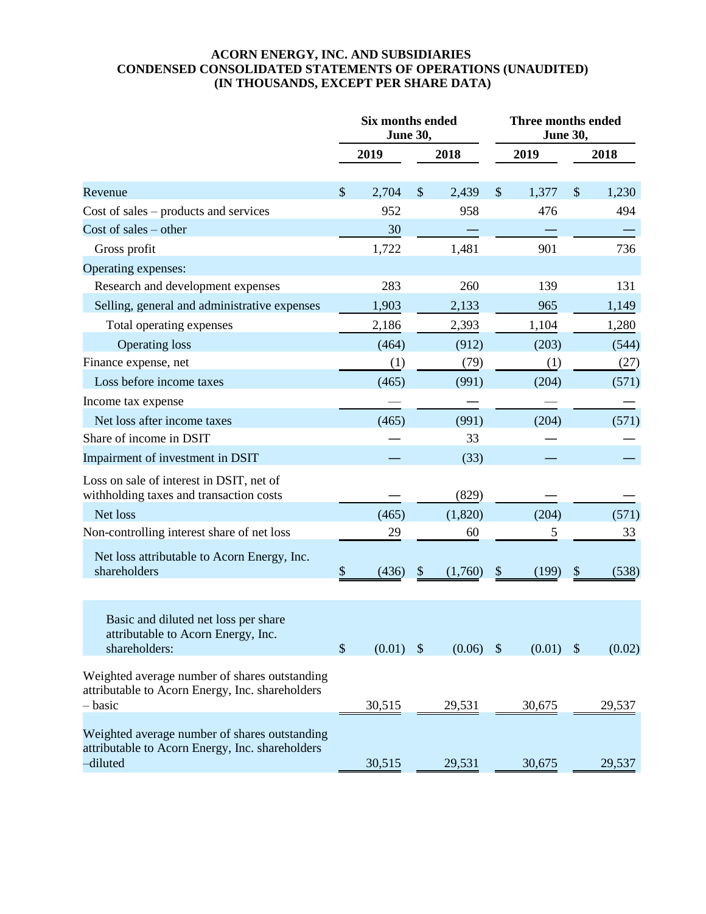**ACORN ENERGY, INC. AND SUBSIDIARIES**
**CONDENSED CONSOLIDATED STATEMENTS OF OPERATIONS (UNAUDITED)**
**(IN THOUSANDS, EXCEPT PER SHARE DATA)**

| | Six months ended June 30, | | Three months ended June 30, | |
|---|---|---|---|---|
| | 2019 | 2018 | 2019 | 2018 |
| Revenue | $ 2,704 | $ 2,439 | $ 1,377 | $ 1,230 |
| Cost of sales – products and services | 952 | 958 | 476 | 494 |
| Cost of sales – other | 30 | — | — | — |
| Gross profit | 1,722 | 1,481 | 901 | 736 |
| Operating expenses: | | | | |
| Research and development expenses | 283 | 260 | 139 | 131 |
| Selling, general and administrative expenses | 1,903 | 2,133 | 965 | 1,149 |
| Total operating expenses | 2,186 | 2,393 | 1,104 | 1,280 |
| Operating loss | (464) | (912) | (203) | (544) |
| Finance expense, net | (1) | (79) | (1) | (27) |
| Loss before income taxes | (465) | (991) | (204) | (571) |
| Income tax expense | — | — | — | — |
| Net loss after income taxes | (465) | (991) | (204) | (571) |
| Share of income in DSIT | — | 33 | — | — |
| Impairment of investment in DSIT | — | (33) | — | — |
| Loss on sale of interest in DSIT, net of withholding taxes and transaction costs | — | (829) | — | — |
| Net loss | (465) | (1,820) | (204) | (571) |
| Non-controlling interest share of net loss | 29 | 60 | 5 | 33 |
| Net loss attributable to Acorn Energy, Inc. shareholders | $ (436) | $ (1,760) | $ (199) | $ (538) |
| Basic and diluted net loss per share attributable to Acorn Energy, Inc. shareholders: | $ (0.01) | $ (0.06) | $ (0.01) | $ (0.02) |
| Weighted average number of shares outstanding attributable to Acorn Energy, Inc. shareholders – basic | 30,515 | 29,531 | 30,675 | 29,537 |
| Weighted average number of shares outstanding attributable to Acorn Energy, Inc. shareholders –diluted | 30,515 | 29,531 | 30,675 | 29,537 |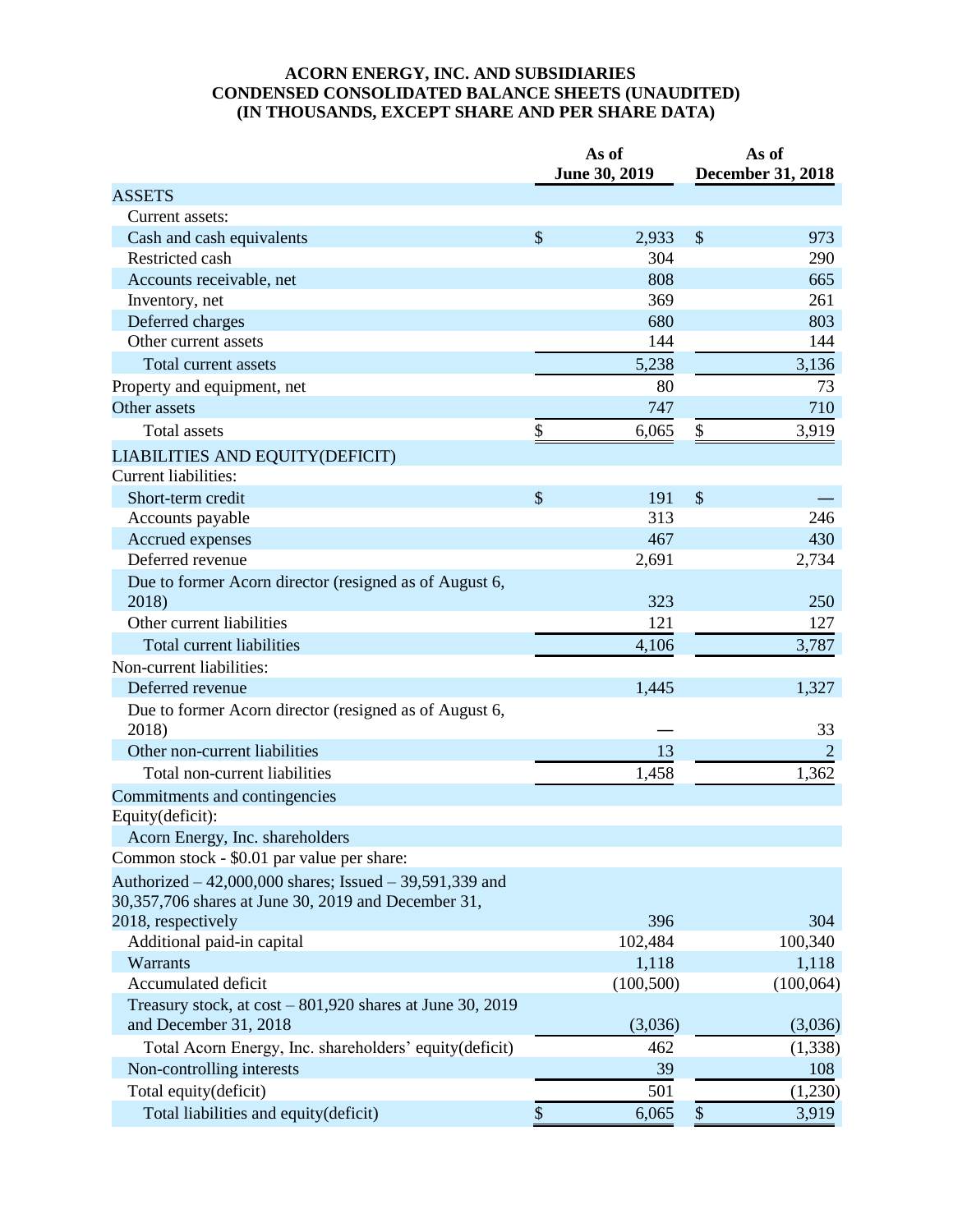**ACORN ENERGY, INC. AND SUBSIDIARIES**
**CONDENSED CONSOLIDATED BALANCE SHEETS (UNAUDITED)**
**(IN THOUSANDS, EXCEPT SHARE AND PER SHARE DATA)**

| | As of June 30, 2019 | As of December 31, 2018 |
|---|---|---|
| ASSETS | | |
| Current assets: | | |
| Cash and cash equivalents | $ 2,933 | $ 973 |
| Restricted cash | 304 | 290 |
| Accounts receivable, net | 808 | 665 |
| Inventory, net | 369 | 261 |
| Deferred charges | 680 | 803 |
| Other current assets | 144 | 144 |
| Total current assets | 5,238 | 3,136 |
| Property and equipment, net | 80 | 73 |
| Other assets | 747 | 710 |
| Total assets | $ 6,065 | $ 3,919 |
| LIABILITIES AND EQUITY(DEFICIT) | | |
| Current liabilities: | | |
| Short-term credit | $ 191 | $ — |
| Accounts payable | 313 | 246 |
| Accrued expenses | 467 | 430 |
| Deferred revenue | 2,691 | 2,734 |
| Due to former Acorn director (resigned as of August 6, 2018) | 323 | 250 |
| Other current liabilities | 121 | 127 |
| Total current liabilities | 4,106 | 3,787 |
| Non-current liabilities: | | |
| Deferred revenue | 1,445 | 1,327 |
| Due to former Acorn director (resigned as of August 6, 2018) | — | 33 |
| Other non-current liabilities | 13 | 2 |
| Total non-current liabilities | 1,458 | 1,362 |
| Commitments and contingencies | | |
| Equity(deficit): | | |
| Acorn Energy, Inc. shareholders | | |
| Common stock - $0.01 par value per share: | | |
| Authorized – 42,000,000 shares; Issued – 39,591,339 and 30,357,706 shares at June 30, 2019 and December 31, 2018, respectively | 396 | 304 |
| Additional paid-in capital | 102,484 | 100,340 |
| Warrants | 1,118 | 1,118 |
| Accumulated deficit | (100,500) | (100,064) |
| Treasury stock, at cost – 801,920 shares at June 30, 2019 and December 31, 2018 | (3,036) | (3,036) |
| Total Acorn Energy, Inc. shareholders' equity(deficit) | 462 | (1,338) |
| Non-controlling interests | 39 | 108 |
| Total equity(deficit) | 501 | (1,230) |
| Total liabilities and equity(deficit) | $ 6,065 | $ 3,919 |